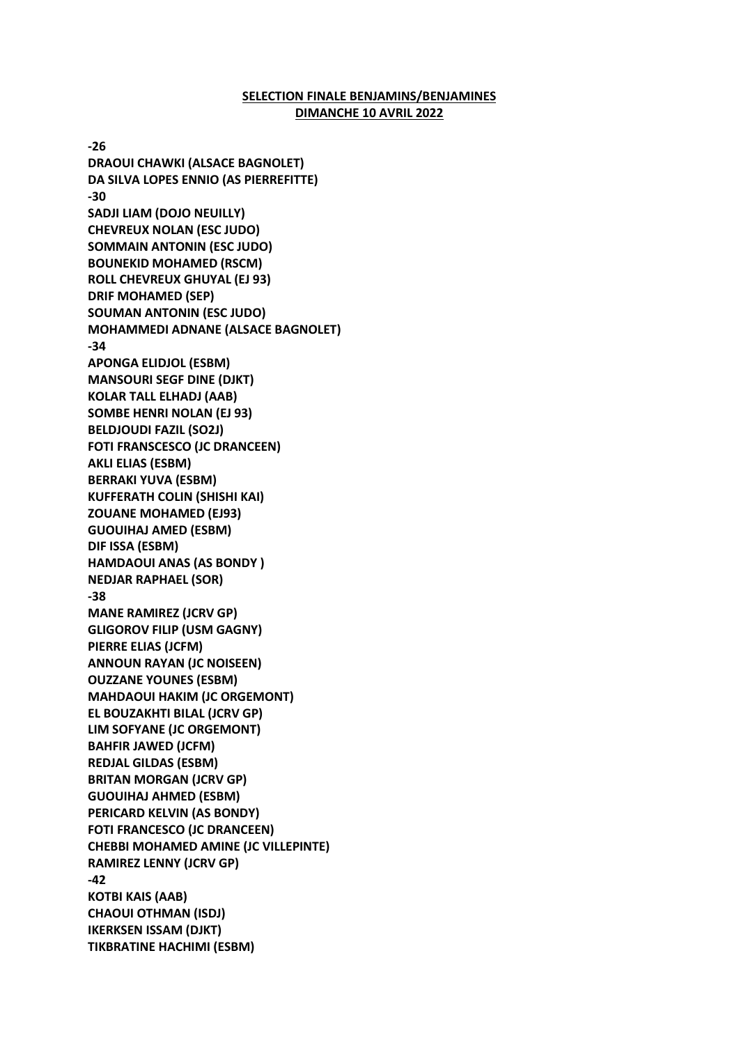**SELECTION FINALE BENJAMINS/BENJAMINES**
**DIMANCHE 10 AVRIL 2022**

**-26**
**DRAOUI CHAWKI (ALSACE BAGNOLET)**
**DA SILVA LOPES ENNIO (AS PIERREFITTE)**
**-30**
**SADJI LIAM (DOJO NEUILLY)**
**CHEVREUX NOLAN (ESC JUDO)**
**SOMMAIN ANTONIN (ESC JUDO)**
**BOUNEKID MOHAMED (RSCM)**
**ROLL CHEVREUX GHUYAL (EJ 93)**
**DRIF MOHAMED (SEP)**
**SOUMAN ANTONIN (ESC JUDO)**
**MOHAMMEDI ADNANE (ALSACE BAGNOLET)**
**-34**
**APONGA ELIDJOL (ESBM)**
**MANSOURI SEGF DINE (DJKT)**
**KOLAR TALL ELHADJ (AAB)**
**SOMBE HENRI NOLAN (EJ 93)**
**BELDJOUDI FAZIL (SO2J)**
**FOTI FRANSCESCO (JC DRANCEEN)**
**AKLI ELIAS (ESBM)**
**BERRAKI YUVA (ESBM)**
**KUFFERATH COLIN (SHISHI KAI)**
**ZOUANE MOHAMED (EJ93)**
**GUOUIHAJ AMED (ESBM)**
**DIF ISSA (ESBM)**
**HAMDAOUI ANAS (AS BONDY )**
**NEDJAR RAPHAEL (SOR)**
**-38**
**MANE RAMIREZ (JCRV GP)**
**GLIGOROV FILIP (USM GAGNY)**
**PIERRE ELIAS (JCFM)**
**ANNOUN RAYAN (JC NOISEEN)**
**OUZZANE YOUNES (ESBM)**
**MAHDAOUI HAKIM (JC ORGEMONT)**
**EL BOUZAKHTI BILAL (JCRV GP)**
**LIM SOFYANE (JC ORGEMONT)**
**BAHFIR JAWED (JCFM)**
**REDJAL GILDAS (ESBM)**
**BRITAN MORGAN (JCRV GP)**
**GUOUIHAJ AHMED (ESBM)**
**PERICARD KELVIN (AS BONDY)**
**FOTI FRANCESCO (JC DRANCEEN)**
**CHEBBI MOHAMED AMINE (JC VILLEPINTE)**
**RAMIREZ LENNY (JCRV GP)**
**-42**
**KOTBI KAIS (AAB)**
**CHAOUI OTHMAN (ISDJ)**
**IKERKSEN ISSAM (DJKT)**
**TIKBRATINE HACHIMI (ESBM)**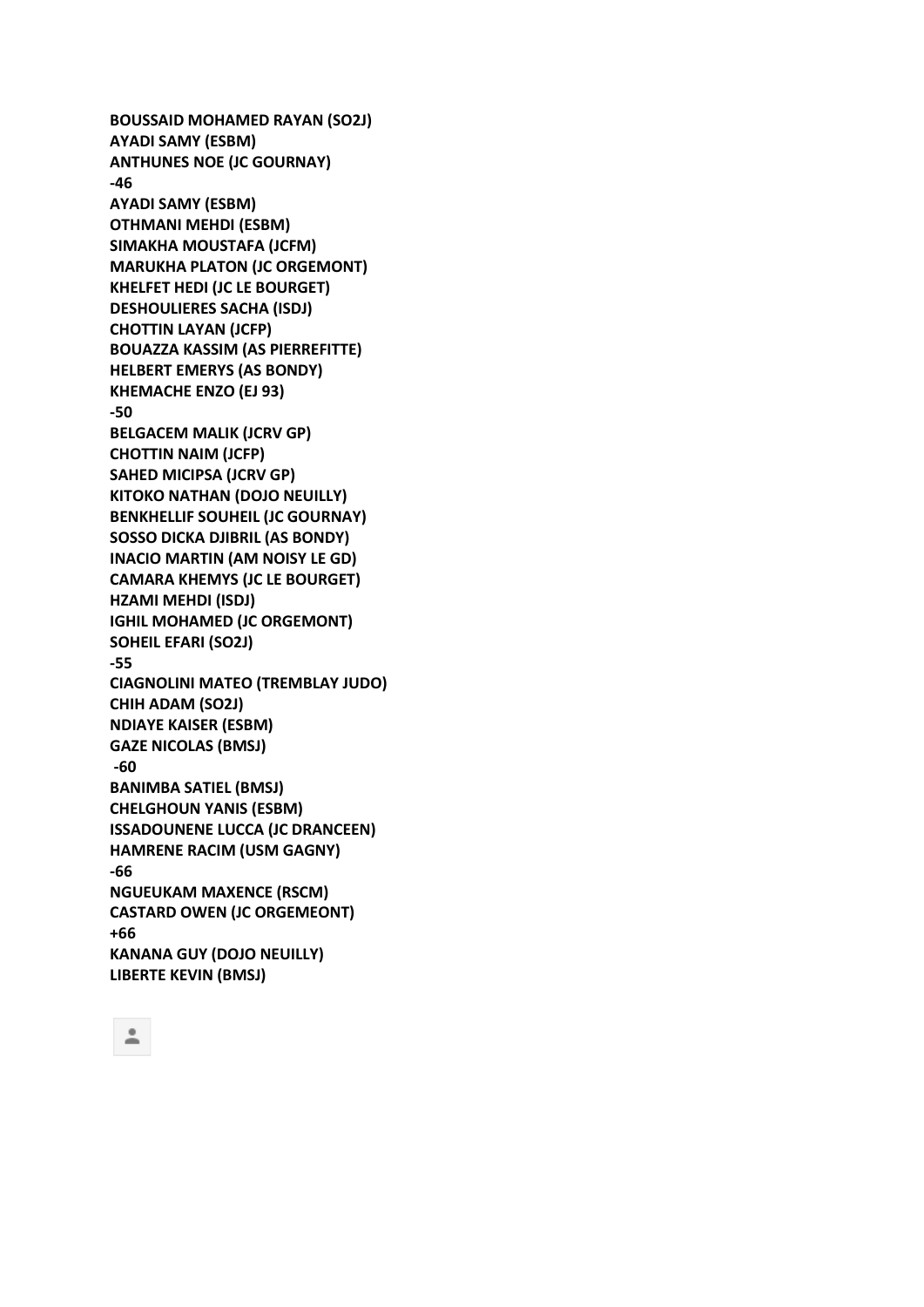**BOUSSAID MOHAMED RAYAN (SO2J)**
**AYADI SAMY (ESBM)**
**ANTHUNES NOE (JC GOURNAY)**

**-46**

**AYADI SAMY (ESBM)**
**OTHMANI MEHDI (ESBM)**
**SIMAKHA MOUSTAFA (JCFM)**
**MARUKHA PLATON (JC ORGEMONT)**
**KHELFET HEDI (JC LE BOURGET)**
**DESHOULIERES SACHA (ISDJ)**
**CHOTTIN LAYAN (JCFP)**
**BOUAZZA KASSIM (AS PIERREFITTE)**
**HELBERT EMERYS (AS BONDY)**
**KHEMACHE ENZO (EJ 93)**

**-50**

**BELGACEM MALIK (JCRV GP)**
**CHOTTIN NAIM (JCFP)**
**SAHED MICIPSA (JCRV GP)**
**KITOKO NATHAN (DOJO NEUILLY)**
**BENKHELLIF SOUHEIL (JC GOURNAY)**
**SOSSO DICKA DJIBRIL (AS BONDY)**
**INACIO MARTIN (AM NOISY LE GD)**
**CAMARA KHEMYS (JC LE BOURGET)**
**HZAMI MEHDI (ISDJ)**
**IGHIL MOHAMED (JC ORGEMONT)**
**SOHEIL EFARI (SO2J)**

**-55**

**CIAGNOLINI MATEO (TREMBLAY JUDO)**
**CHIH ADAM (SO2J)**
**NDIAYE KAISER (ESBM)**
**GAZE NICOLAS (BMSJ)**

**-60**

**BANIMBA SATIEL (BMSJ)**
**CHELGHOUN YANIS (ESBM)**
**ISSADOUNENE LUCCA (JC DRANCEEN)**
**HAMRENE RACIM (USM GAGNY)**

**-66**

**NGUEUKAM MAXENCE (RSCM)**
**CASTARD OWEN (JC ORGEMEONT)**

**+66**

**KANANA GUY (DOJO NEUILLY)**
**LIBERTE KEVIN (BMSJ)**